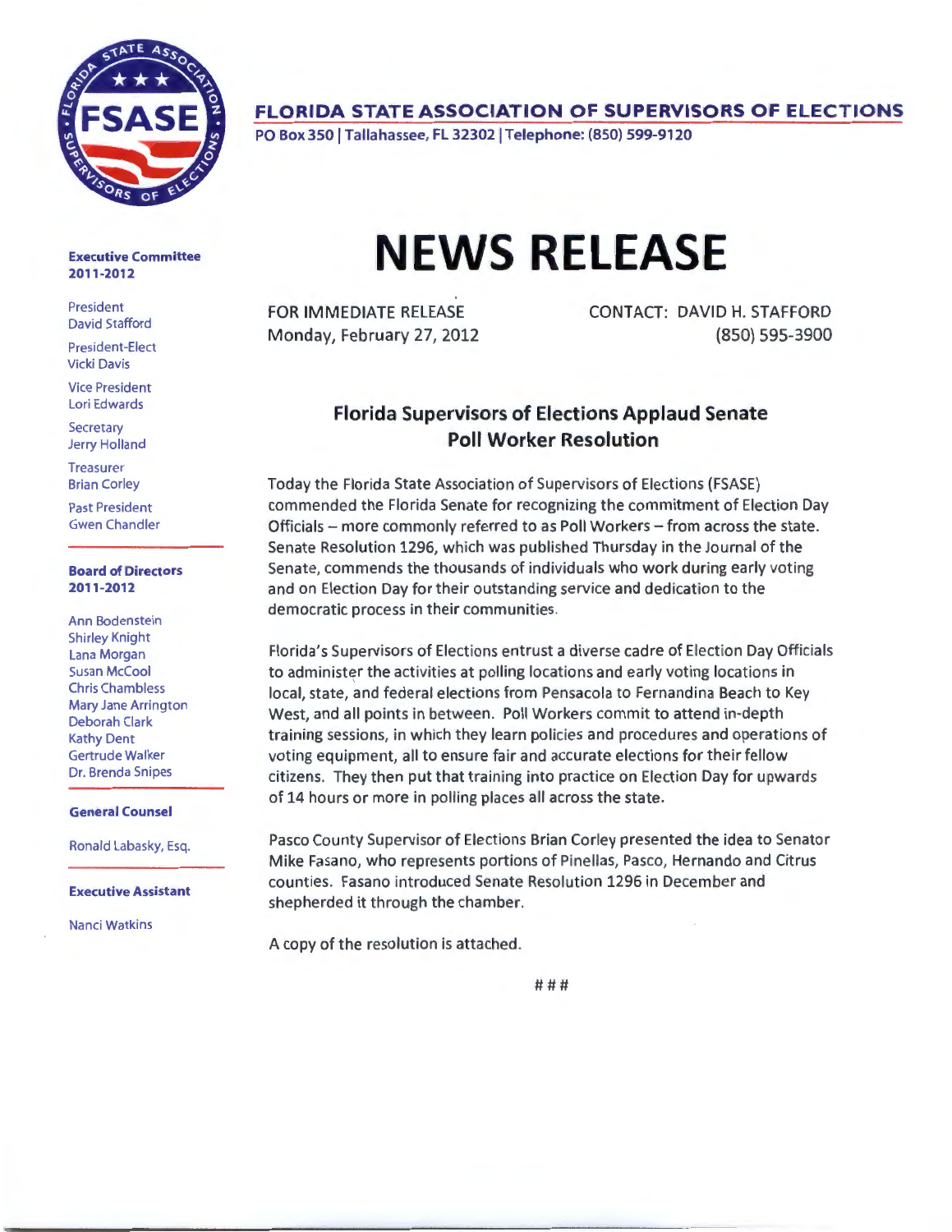**FLORIDA STATE ASSOCIATION OF SUPERVISORS OF ELECTIONS**

PO Box 350 | Tallahassee, FL 32302 | Telephone: (850) 599-9120

**Executive Committee 2011-2012**

President
David Stafford

President-Elect
Vicki Davis

Vice President
Lori Edwards

Secretary
Jerry Holland

Treasurer
Brian Corley

Past President
Gwen Chandler

**Board of Directors 2011-2012**

Ann Bodenstein
Shirley Knight
Lana Morgan
Susan McCool
Chris Chambless
Mary Jane Arrington
Deborah Clark
Kathy Dent
Gertrude Walker
Dr. Brenda Snipes

**General Counsel**

Ronald Labasky, Esq.

**Executive Assistant**

Nanci Watkins

# NEWS RELEASE

FOR IMMEDIATE RELEASE
Monday, February 27, 2012

CONTACT: DAVID H. STAFFORD
(850) 595-3900

## Florida Supervisors of Elections Applaud Senate Poll Worker Resolution

Today the Florida State Association of Supervisors of Elections (FSASE) commended the Florida Senate for recognizing the commitment of Election Day Officials – more commonly referred to as Poll Workers – from across the state. Senate Resolution 1296, which was published Thursday in the Journal of the Senate, commends the thousands of individuals who work during early voting and on Election Day for their outstanding service and dedication to the democratic process in their communities.

Florida's Supervisors of Elections entrust a diverse cadre of Election Day Officials to administer the activities at polling locations and early voting locations in local, state, and federal elections from Pensacola to Fernandina Beach to Key West, and all points in between. Poll Workers commit to attend in-depth training sessions, in which they learn policies and procedures and operations of voting equipment, all to ensure fair and accurate elections for their fellow citizens. They then put that training into practice on Election Day for upwards of 14 hours or more in polling places all across the state.

Pasco County Supervisor of Elections Brian Corley presented the idea to Senator Mike Fasano, who represents portions of Pinellas, Pasco, Hernando and Citrus counties. Fasano introduced Senate Resolution 1296 in December and shepherded it through the chamber.

A copy of the resolution is attached.

###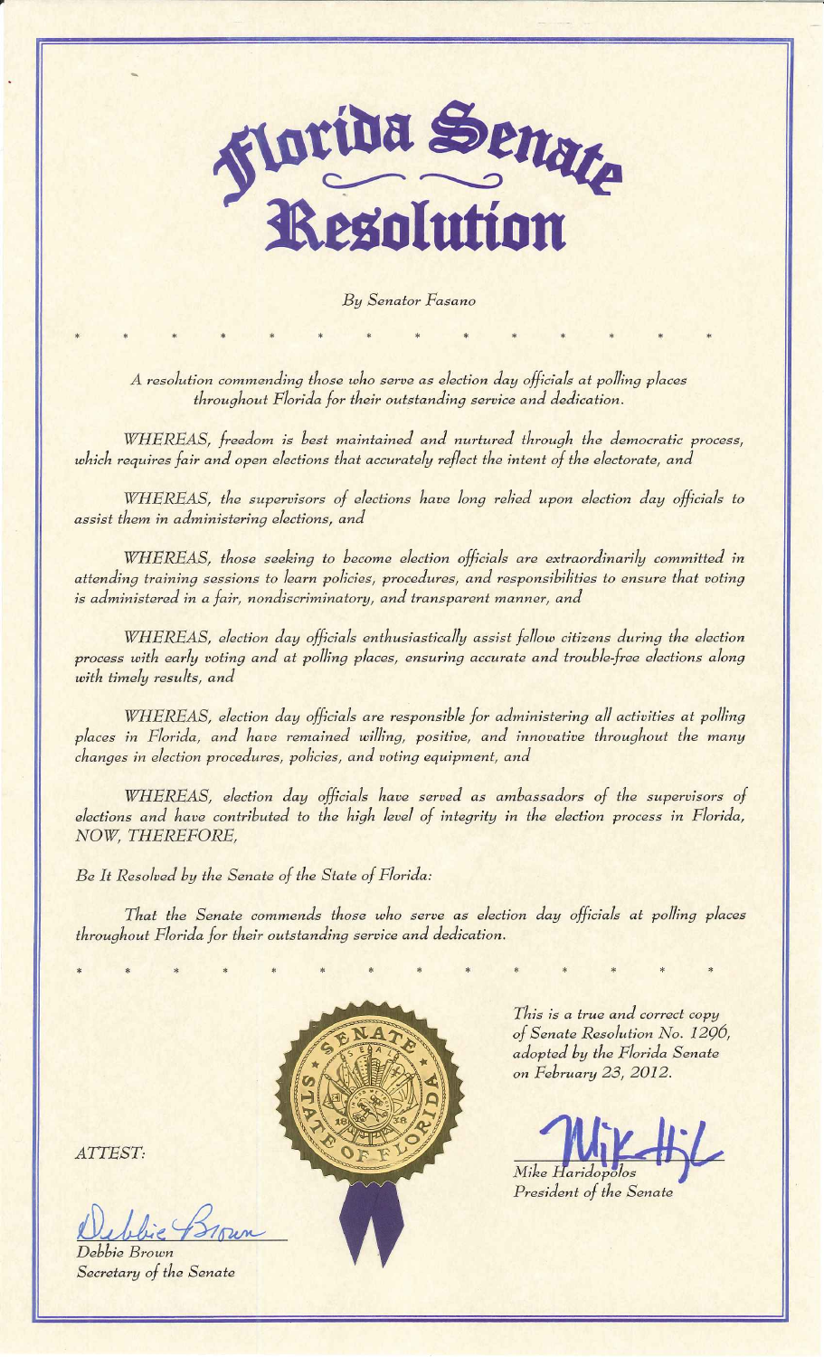# Florida Senate Resolution

*By Senator Fasano*

\* \* \* \* \* \* \* \* \* \* \* \* \* \*

*A resolution commending those who serve as election day officials at polling places throughout Florida for their outstanding service and dedication.*

*WHEREAS, freedom is best maintained and nurtured through the democratic process, which requires fair and open elections that accurately reflect the intent of the electorate, and*

*WHEREAS, the supervisors of elections have long relied upon election day officials to assist them in administering elections, and*

*WHEREAS, those seeking to become election officials are extraordinarily committed in attending training sessions to learn policies, procedures, and responsibilities to ensure that voting is administered in a fair, nondiscriminatory, and transparent manner, and*

*WHEREAS, election day officials enthusiastically assist fellow citizens during the election process with early voting and at polling places, ensuring accurate and trouble-free elections along with timely results, and*

*WHEREAS, election day officials are responsible for administering all activities at polling places in Florida, and have remained willing, positive, and innovative throughout the many changes in election procedures, policies, and voting equipment, and*

*WHEREAS, election day officials have served as ambassadors of the supervisors of elections and have contributed to the high level of integrity in the election process in Florida, NOW, THEREFORE,*

*Be It Resolved by the Senate of the State of Florida:*

*That the Senate commends those who serve as election day officials at polling places throughout Florida for their outstanding service and dedication.*

\* \* \* \* \* \* \* \* \* \* \* \* \* \*

*This is a true and correct copy of Senate Resolution No. 1296, adopted by the Florida Senate on February 23, 2012.*

*Mike Haridopolos*
*President of the Senate*

*ATTEST:*

*Debbie Brown*
*Secretary of the Senate*